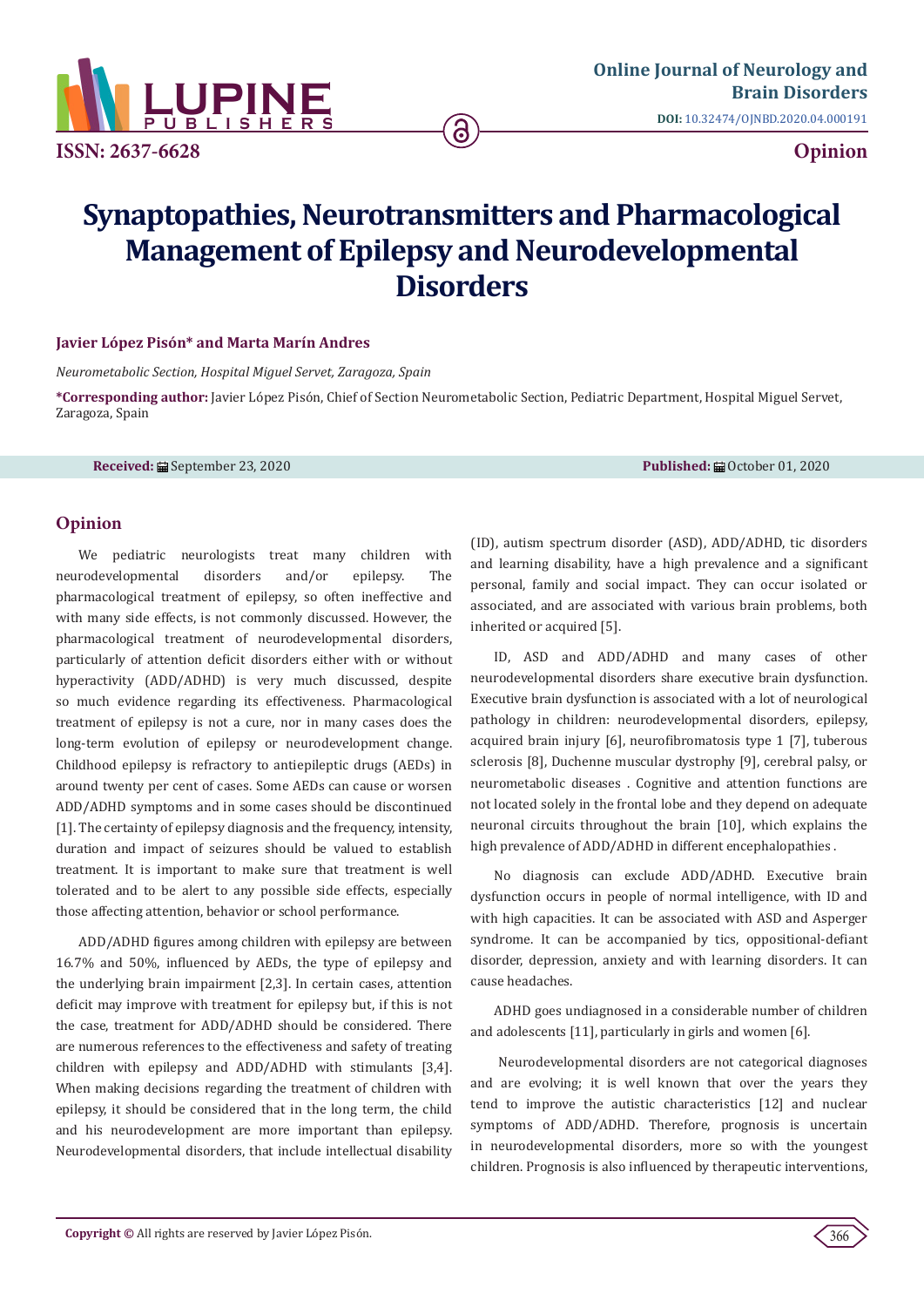ISSN: 2637-6628

**Online Journal of Neurology and Brain Disorders**

**DOI:** 10.32474/OJNBD.2020.04.000191

**Opinion**

# Synaptopathies, Neurotransmitters and Pharmacological Management of Epilepsy and Neurodevelopmental Disorders

**Javier López Pisón* and Marta Marín Andres**

*Neurometabolic Section, Hospital Miguel Servet, Zaragoza, Spain*

**\*Corresponding author:** Javier López Pisón, Chief of Section Neurometabolic Section, Pediatric Department, Hospital Miguel Servet, Zaragoza, Spain

**Received:** September 23, 2020 **Published:** October 01, 2020

## Opinion

We pediatric neurologists treat many children with neurodevelopmental disorders and/or epilepsy. The pharmacological treatment of epilepsy, so often ineffective and with many side effects, is not commonly discussed. However, the pharmacological treatment of neurodevelopmental disorders, particularly of attention deficit disorders either with or without hyperactivity (ADD/ADHD) is very much discussed, despite so much evidence regarding its effectiveness. Pharmacological treatment of epilepsy is not a cure, nor in many cases does the long-term evolution of epilepsy or neurodevelopment change. Childhood epilepsy is refractory to antiepileptic drugs (AEDs) in around twenty per cent of cases. Some AEDs can cause or worsen ADD/ADHD symptoms and in some cases should be discontinued [1]. The certainty of epilepsy diagnosis and the frequency, intensity, duration and impact of seizures should be valued to establish treatment. It is important to make sure that treatment is well tolerated and to be alert to any possible side effects, especially those affecting attention, behavior or school performance.

ADD/ADHD figures among children with epilepsy are between 16.7% and 50%, influenced by AEDs, the type of epilepsy and the underlying brain impairment [2,3]. In certain cases, attention deficit may improve with treatment for epilepsy but, if this is not the case, treatment for ADD/ADHD should be considered. There are numerous references to the effectiveness and safety of treating children with epilepsy and ADD/ADHD with stimulants [3,4]. When making decisions regarding the treatment of children with epilepsy, it should be considered that in the long term, the child and his neurodevelopment are more important than epilepsy. Neurodevelopmental disorders, that include intellectual disability (ID), autism spectrum disorder (ASD), ADD/ADHD, tic disorders and learning disability, have a high prevalence and a significant personal, family and social impact. They can occur isolated or associated, and are associated with various brain problems, both inherited or acquired [5].

ID, ASD and ADD/ADHD and many cases of other neurodevelopmental disorders share executive brain dysfunction. Executive brain dysfunction is associated with a lot of neurological pathology in children: neurodevelopmental disorders, epilepsy, acquired brain injury [6], neurofibromatosis type 1 [7], tuberous sclerosis [8], Duchenne muscular dystrophy [9], cerebral palsy, or neurometabolic diseases . Cognitive and attention functions are not located solely in the frontal lobe and they depend on adequate neuronal circuits throughout the brain [10], which explains the high prevalence of ADD/ADHD in different encephalopathies .

No diagnosis can exclude ADD/ADHD. Executive brain dysfunction occurs in people of normal intelligence, with ID and with high capacities. It can be associated with ASD and Asperger syndrome. It can be accompanied by tics, oppositional-defiant disorder, depression, anxiety and with learning disorders. It can cause headaches.

ADHD goes undiagnosed in a considerable number of children and adolescents [11], particularly in girls and women [6].

Neurodevelopmental disorders are not categorical diagnoses and are evolving; it is well known that over the years they tend to improve the autistic characteristics [12] and nuclear symptoms of ADD/ADHD. Therefore, prognosis is uncertain in neurodevelopmental disorders, more so with the youngest children. Prognosis is also influenced by therapeutic interventions,

**Copyright ©** All rights are reserved by Javier López Pisón.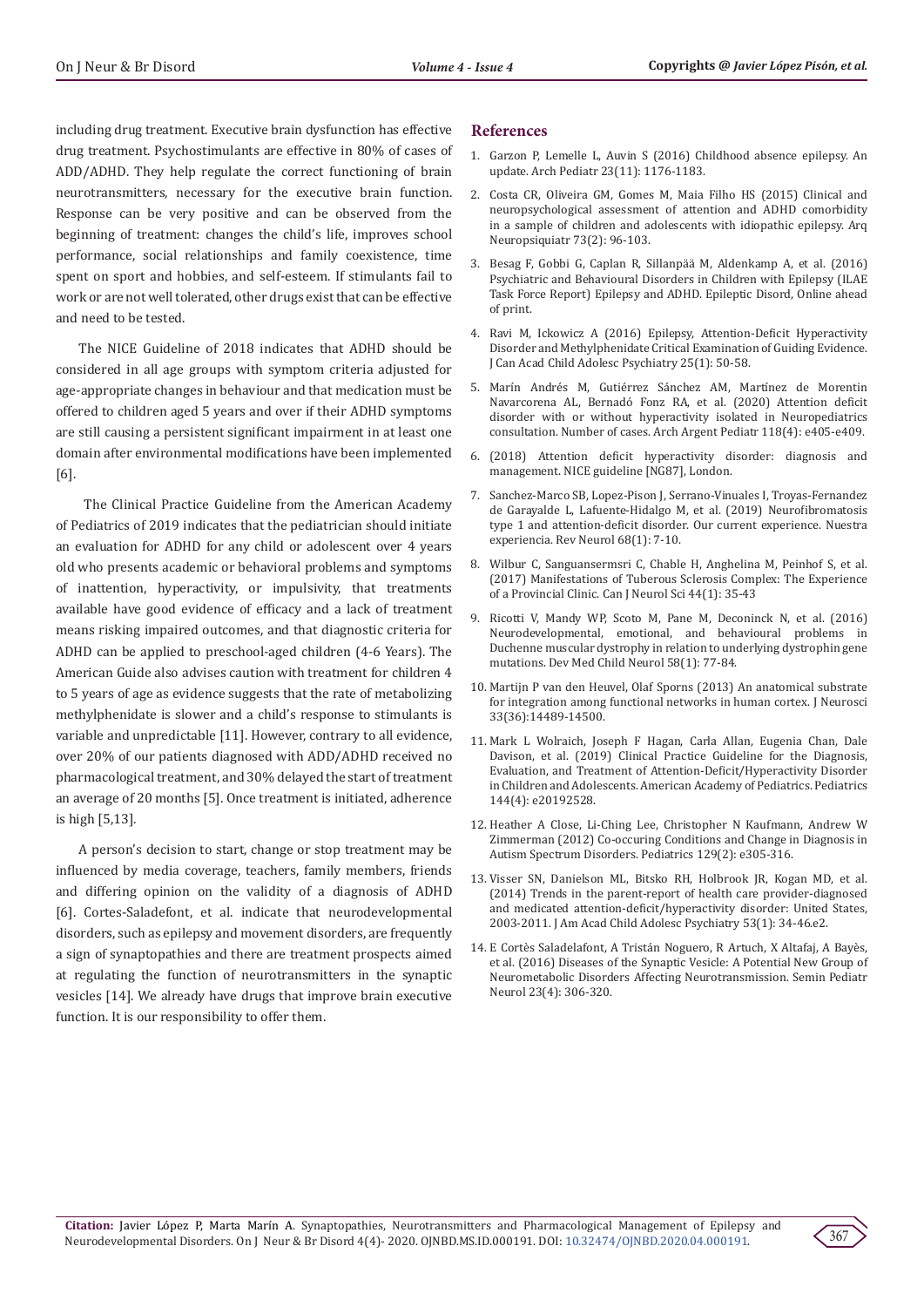including drug treatment. Executive brain dysfunction has effective drug treatment. Psychostimulants are effective in 80% of cases of ADD/ADHD. They help regulate the correct functioning of brain neurotransmitters, necessary for the executive brain function. Response can be very positive and can be observed from the beginning of treatment: changes the child's life, improves school performance, social relationships and family coexistence, time spent on sport and hobbies, and self-esteem. If stimulants fail to work or are not well tolerated, other drugs exist that can be effective and need to be tested.

The NICE Guideline of 2018 indicates that ADHD should be considered in all age groups with symptom criteria adjusted for age-appropriate changes in behaviour and that medication must be offered to children aged 5 years and over if their ADHD symptoms are still causing a persistent significant impairment in at least one domain after environmental modifications have been implemented [6].

The Clinical Practice Guideline from the American Academy of Pediatrics of 2019 indicates that the pediatrician should initiate an evaluation for ADHD for any child or adolescent over 4 years old who presents academic or behavioral problems and symptoms of inattention, hyperactivity, or impulsivity, that treatments available have good evidence of efficacy and a lack of treatment means risking impaired outcomes, and that diagnostic criteria for ADHD can be applied to preschool-aged children (4-6 Years). The American Guide also advises caution with treatment for children 4 to 5 years of age as evidence suggests that the rate of metabolizing methylphenidate is slower and a child's response to stimulants is variable and unpredictable [11]. However, contrary to all evidence, over 20% of our patients diagnosed with ADD/ADHD received no pharmacological treatment, and 30% delayed the start of treatment an average of 20 months [5]. Once treatment is initiated, adherence is high [5,13].

A person's decision to start, change or stop treatment may be influenced by media coverage, teachers, family members, friends and differing opinion on the validity of a diagnosis of ADHD [6]. Cortes-Saladefont, et al. indicate that neurodevelopmental disorders, such as epilepsy and movement disorders, are frequently a sign of synaptopathies and there are treatment prospects aimed at regulating the function of neurotransmitters in the synaptic vesicles [14]. We already have drugs that improve brain executive function. It is our responsibility to offer them.

## References

1. Garzon P, Lemelle L, Auvin S (2016) Childhood absence epilepsy. An update. Arch Pediatr 23(11): 1176-1183.
2. Costa CR, Oliveira GM, Gomes M, Maia Filho HS (2015) Clinical and neuropsychological assessment of attention and ADHD comorbidity in a sample of children and adolescents with idiopathic epilepsy. Arq Neuropsiquiatr 73(2): 96-103.
3. Besag F, Gobbi G, Caplan R, Sillanpää M, Aldenkamp A, et al. (2016) Psychiatric and Behavioural Disorders in Children with Epilepsy (ILAE Task Force Report) Epilepsy and ADHD. Epileptic Disord, Online ahead of print.
4. Ravi M, Ickowicz A (2016) Epilepsy, Attention-Deficit Hyperactivity Disorder and Methylphenidate Critical Examination of Guiding Evidence. J Can Acad Child Adolesc Psychiatry 25(1): 50-58.
5. Marín Andrés M, Gutiérrez Sánchez AM, Martínez de Morentin Navarcorena AL, Bernadó Fonz RA, et al. (2020) Attention deficit disorder with or without hyperactivity isolated in Neuropediatrics consultation. Number of cases. Arch Argent Pediatr 118(4): e405-e409.
6. (2018) Attention deficit hyperactivity disorder: diagnosis and management. NICE guideline [NG87], London.
7. Sanchez-Marco SB, Lopez-Pison J, Serrano-Vinuales I, Troyas-Fernandez de Garayalde L, Lafuente-Hidalgo M, et al. (2019) Neurofibromatosis type 1 and attention-deficit disorder. Our current experience. Nuestra experiencia. Rev Neurol 68(1): 7-10.
8. Wilbur C, Sanguansermsri C, Chable H, Anghelina M, Peinhof S, et al. (2017) Manifestations of Tuberous Sclerosis Complex: The Experience of a Provincial Clinic. Can J Neurol Sci 44(1): 35-43
9. Ricotti V, Mandy WP, Scoto M, Pane M, Deconinck N, et al. (2016) Neurodevelopmental, emotional, and behavioural problems in Duchenne muscular dystrophy in relation to underlying dystrophin gene mutations. Dev Med Child Neurol 58(1): 77-84.
10. Martijn P van den Heuvel, Olaf Sporns (2013) An anatomical substrate for integration among functional networks in human cortex. J Neurosci 33(36):14489-14500.
11. Mark L Wolraich, Joseph F Hagan, Carla Allan, Eugenia Chan, Dale Davison, et al. (2019) Clinical Practice Guideline for the Diagnosis, Evaluation, and Treatment of Attention-Deficit/Hyperactivity Disorder in Children and Adolescents. American Academy of Pediatrics. Pediatrics 144(4): e20192528.
12. Heather A Close, Li-Ching Lee, Christopher N Kaufmann, Andrew W Zimmerman (2012) Co-occuring Conditions and Change in Diagnosis in Autism Spectrum Disorders. Pediatrics 129(2): e305-316.
13. Visser SN, Danielson ML, Bitsko RH, Holbrook JR, Kogan MD, et al. (2014) Trends in the parent-report of health care provider-diagnosed and medicated attention-deficit/hyperactivity disorder: United States, 2003-2011. J Am Acad Child Adolesc Psychiatry 53(1): 34-46.e2.
14. E Cortès Saladelafont, A Tristán Noguero, R Artuch, X Altafaj, A Bayès, et al. (2016) Diseases of the Synaptic Vesicle: A Potential New Group of Neurometabolic Disorders Affecting Neurotransmission. Semin Pediatr Neurol 23(4): 306-320.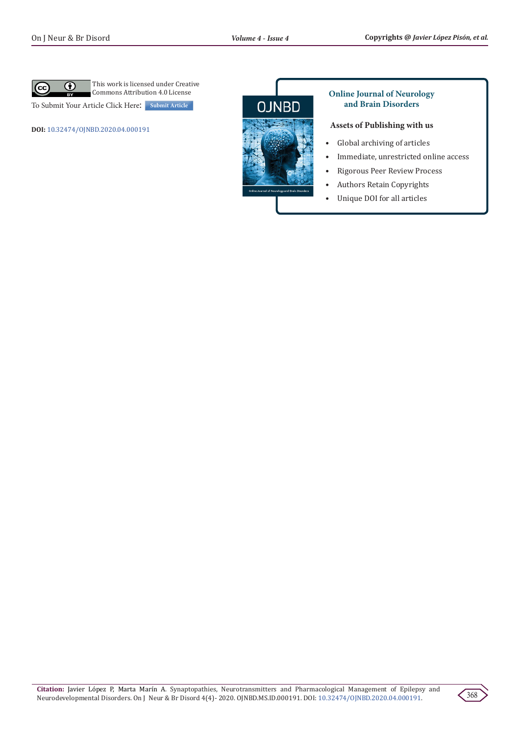This work is licensed under Creative Commons Attribution 4.0 License

To Submit Your Article Click Here: Submit Article

**DOI:** 10.32474/OJNBD.2020.04.000191

**Online Journal of Neurology and Brain Disorders**

**Assets of Publishing with us**

- Global archiving of articles
- Immediate, unrestricted online access
- Rigorous Peer Review Process
- Authors Retain Copyrights
- Unique DOI for all articles